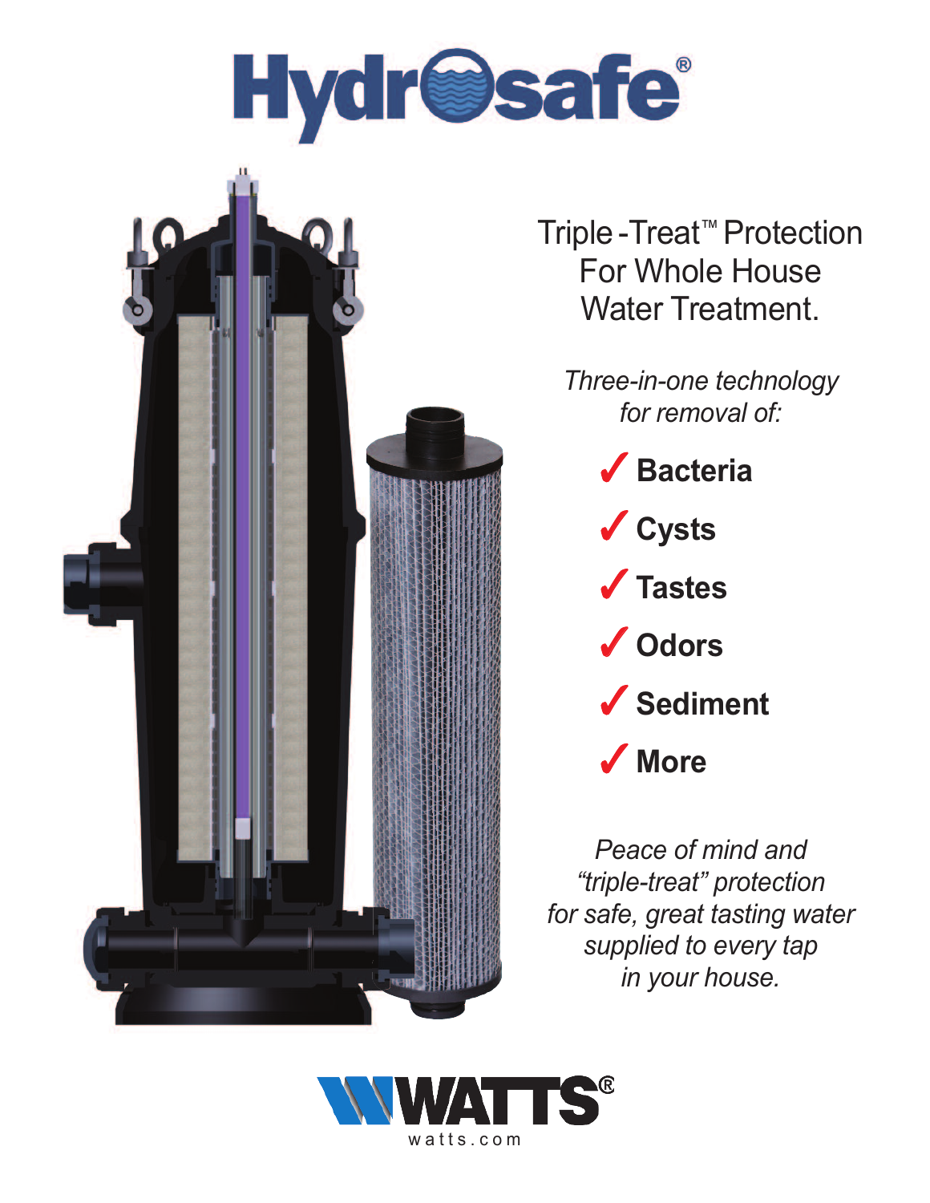# Hydrosafe®

## Triple-Treat™ Protection For Whole House Water Treatment.

*Three-in-one technology for removal of:*

- ✓ **Bacteria**
- ✓ **Cysts**
- ✓ **Tastes**
- ✓ **Odors**
- ✓ **Sediment**
- ✓ **More**

*Peace of mind and "triple-treat" protection for safe, great tasting water supplied to every tap in your house.*

**WATTS®**

watts.com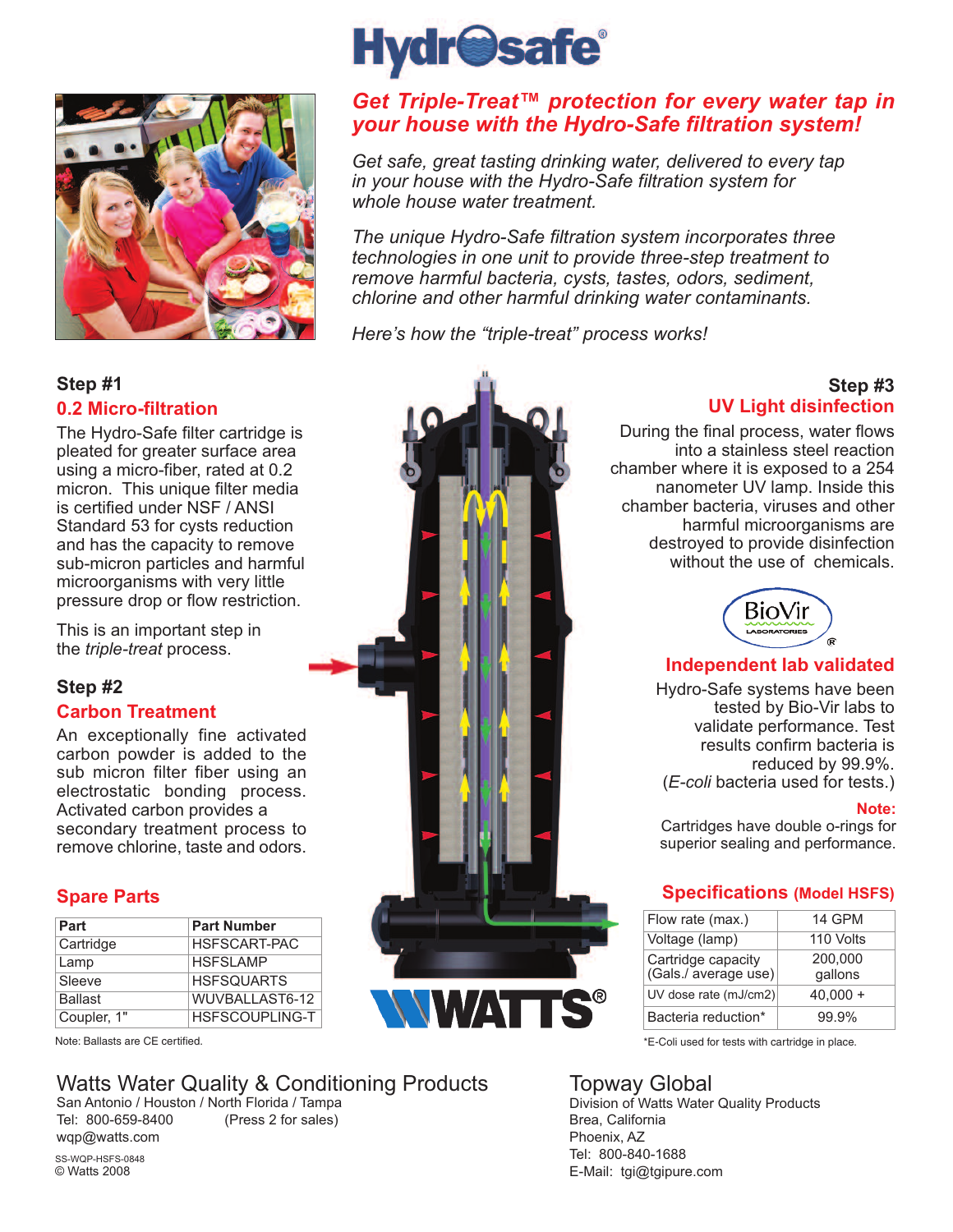# Hydrosafe®

## *Get Triple-Treat™ protection for every water tap in your house with the Hydro-Safe filtration system!*

*Get safe, great tasting drinking water, delivered to every tap in your house with the Hydro-Safe filtration system for whole house water treatment.*

*The unique Hydro-Safe filtration system incorporates three technologies in one unit to provide three-step treatment to remove harmful bacteria, cysts, tastes, odors, sediment, chlorine and other harmful drinking water contaminants.*

*Here's how the "triple-treat" process works!*

### Step #1

### 0.2 Micro-filtration

The Hydro-Safe filter cartridge is pleated for greater surface area using a micro-fiber, rated at 0.2 micron. This unique filter media is certified under NSF / ANSI Standard 53 for cysts reduction and has the capacity to remove sub-micron particles and harmful microorganisms with very little pressure drop or flow restriction.

This is an important step in the *triple-treat* process.

### Step #2

### Carbon Treatment

An exceptionally fine activated carbon powder is added to the sub micron filter fiber using an electrostatic bonding process. Activated carbon provides a secondary treatment process to remove chlorine, taste and odors.

### Step #3

### UV Light disinfection

During the final process, water flows into a stainless steel reaction chamber where it is exposed to a 254 nanometer UV lamp. Inside this chamber bacteria, viruses and other harmful microorganisms are destroyed to provide disinfection without the use of chemicals.

BioVir Laboratories®

### Independent lab validated

Hydro-Safe systems have been tested by Bio-Vir labs to validate performance. Test results confirm bacteria is reduced by 99.9%. (*E-coli* bacteria used for tests.)

**Note:** Cartridges have double o-rings for superior sealing and performance.

### Spare Parts

| Part | Part Number |
|---|---|
| Cartridge | HSFSCART-PAC |
| Lamp | HSFSLAMP |
| Sleeve | HSFSQUARTS |
| Ballast | WUVBALLAST6-12 |
| Coupler, 1" | HSFSCOUPLING-T |

Note: Ballasts are CE certified.

WATTS®

### Specifications (Model HSFS)

| | |
|---|---|
| Flow rate (max.) | 14 GPM |
| Voltage (lamp) | 110 Volts |
| Cartridge capacity (Gals./ average use) | 200,000 gallons |
| UV dose rate (mJ/cm2) | 40,000 + |
| Bacteria reduction* | 99.9% |

*E-Coli used for tests with cartridge in place.

Watts Water Quality & Conditioning Products
San Antonio / Houston / North Florida / Tampa
Tel: 800-659-8400 (Press 2 for sales)
wqp@watts.com

SS-WQP-HSFS-0848
© Watts 2008

Topway Global
Division of Watts Water Quality Products
Brea, California
Phoenix, AZ
Tel: 800-840-1688
E-Mail: tgi@tgipure.com